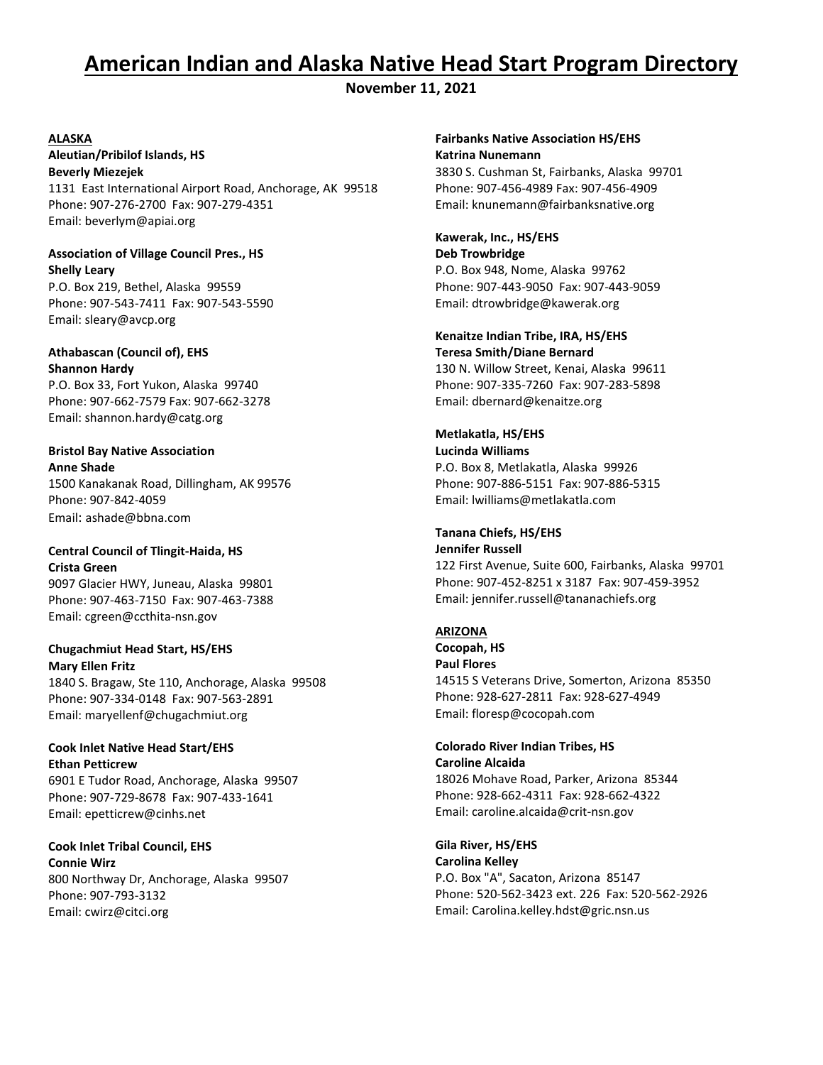# American Indian and Alaska Native Head Start Program Directory

**November 11, 2021**

## ALASKA

**Aleutian/Pribilof Islands, HS**
**Beverly Miezejek**
1131 East International Airport Road, Anchorage, AK 99518
Phone: 907-276-2700 Fax: 907-279-4351
Email: beverlym@apiai.org

**Association of Village Council Pres., HS**
**Shelly Leary**
P.O. Box 219, Bethel, Alaska 99559
Phone: 907-543-7411 Fax: 907-543-5590
Email: sleary@avcp.org

**Athabascan (Council of), EHS**
**Shannon Hardy**
P.O. Box 33, Fort Yukon, Alaska 99740
Phone: 907-662-7579 Fax: 907-662-3278
Email: shannon.hardy@catg.org

**Bristol Bay Native Association**
**Anne Shade**
1500 Kanakanak Road, Dillingham, AK 99576
Phone: 907-842-4059
Email: ashade@bbna.com

**Central Council of Tlingit-Haida, HS**
**Crista Green**
9097 Glacier HWY, Juneau, Alaska 99801
Phone: 907-463-7150 Fax: 907-463-7388
Email: cgreen@ccthita-nsn.gov

**Chugachmiut Head Start, HS/EHS**
**Mary Ellen Fritz**
1840 S. Bragaw, Ste 110, Anchorage, Alaska 99508
Phone: 907-334-0148 Fax: 907-563-2891
Email: maryellenf@chugachmiut.org

**Cook Inlet Native Head Start/EHS**
**Ethan Petticrew**
6901 E Tudor Road, Anchorage, Alaska 99507
Phone: 907-729-8678 Fax: 907-433-1641
Email: epetticrew@cinhs.net

**Cook Inlet Tribal Council, EHS**
**Connie Wirz**
800 Northway Dr, Anchorage, Alaska 99507
Phone: 907-793-3132
Email: cwirz@citci.org

**Fairbanks Native Association HS/EHS**
**Katrina Nunemann**
3830 S. Cushman St, Fairbanks, Alaska 99701
Phone: 907-456-4989 Fax: 907-456-4909
Email: knunemann@fairbanksnative.org

**Kawerak, Inc., HS/EHS**
**Deb Trowbridge**
P.O. Box 948, Nome, Alaska 99762
Phone: 907-443-9050 Fax: 907-443-9059
Email: dtrowbridge@kawerak.org

**Kenaitze Indian Tribe, IRA, HS/EHS**
**Teresa Smith/Diane Bernard**
130 N. Willow Street, Kenai, Alaska 99611
Phone: 907-335-7260 Fax: 907-283-5898
Email: dbernard@kenaitze.org

**Metlakatla, HS/EHS**
**Lucinda Williams**
P.O. Box 8, Metlakatla, Alaska 99926
Phone: 907-886-5151 Fax: 907-886-5315
Email: lwilliams@metlakatla.com

**Tanana Chiefs, HS/EHS**
**Jennifer Russell**
122 First Avenue, Suite 600, Fairbanks, Alaska 99701
Phone: 907-452-8251 x 3187 Fax: 907-459-3952
Email: jennifer.russell@tananachiefs.org

## ARIZONA

**Cocopah, HS**
**Paul Flores**
14515 S Veterans Drive, Somerton, Arizona 85350
Phone: 928-627-2811 Fax: 928-627-4949
Email: floresp@cocopah.com

**Colorado River Indian Tribes, HS**
**Caroline Alcaida**
18026 Mohave Road, Parker, Arizona 85344
Phone: 928-662-4311 Fax: 928-662-4322
Email: caroline.alcaida@crit-nsn.gov

**Gila River, HS/EHS**
**Carolina Kelley**
P.O. Box "A", Sacaton, Arizona 85147
Phone: 520-562-3423 ext. 226 Fax: 520-562-2926
Email: Carolina.kelley.hdst@gric.nsn.us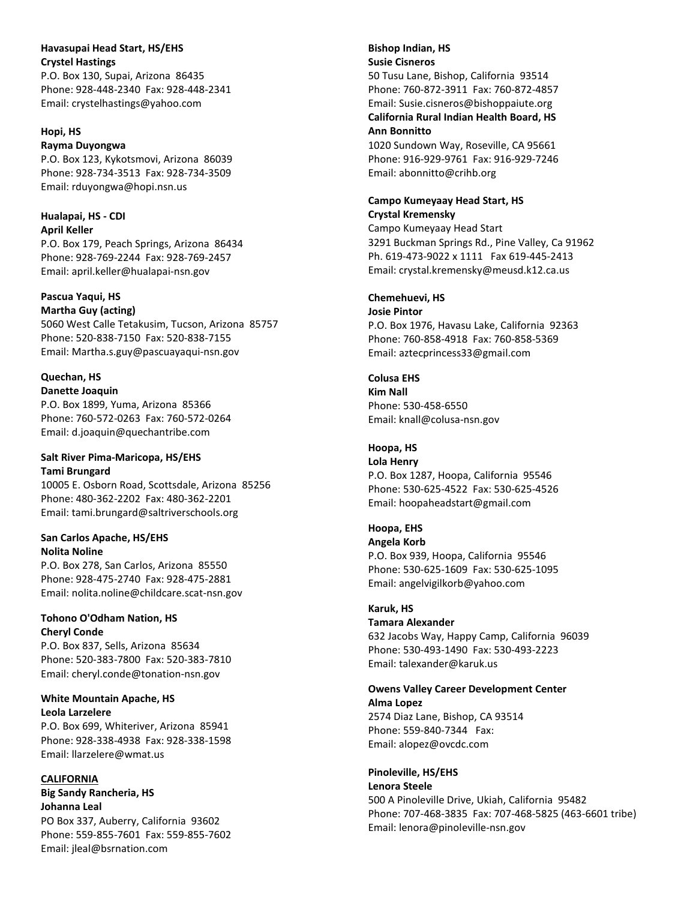**Havasupai Head Start, HS/EHS**
**Crystel Hastings**
P.O. Box 130, Supai, Arizona 86435
Phone: 928-448-2340 Fax: 928-448-2341
Email: crystelhastings@yahoo.com

**Hopi, HS**
**Rayma Duyongwa**
P.O. Box 123, Kykotsmovi, Arizona 86039
Phone: 928-734-3513 Fax: 928-734-3509
Email: rduyongwa@hopi.nsn.us

**Hualapai, HS - CDI**
**April Keller**
P.O. Box 179, Peach Springs, Arizona 86434
Phone: 928-769-2244 Fax: 928-769-2457
Email: april.keller@hualapai-nsn.gov

**Pascua Yaqui, HS**
**Martha Guy (acting)**
5060 West Calle Tetakusim, Tucson, Arizona 85757
Phone: 520-838-7150 Fax: 520-838-7155
Email: Martha.s.guy@pascuayaqui-nsn.gov

**Quechan, HS**
**Danette Joaquin**
P.O. Box 1899, Yuma, Arizona 85366
Phone: 760-572-0263 Fax: 760-572-0264
Email: d.joaquin@quechantribe.com

**Salt River Pima-Maricopa, HS/EHS**
**Tami Brungard**
10005 E. Osborn Road, Scottsdale, Arizona 85256
Phone: 480-362-2202 Fax: 480-362-2201
Email: tami.brungard@saltriverschools.org

**San Carlos Apache, HS/EHS**
**Nolita Noline**
P.O. Box 278, San Carlos, Arizona 85550
Phone: 928-475-2740 Fax: 928-475-2881
Email: nolita.noline@childcare.scat-nsn.gov

**Tohono O'Odham Nation, HS**
**Cheryl Conde**
P.O. Box 837, Sells, Arizona 85634
Phone: 520-383-7800 Fax: 520-383-7810
Email: cheryl.conde@tonation-nsn.gov

**White Mountain Apache, HS**
**Leola Larzelere**
P.O. Box 699, Whiteriver, Arizona 85941
Phone: 928-338-4938 Fax: 928-338-1598
Email: llarzelere@wmat.us

**CALIFORNIA**

**Big Sandy Rancheria, HS**
**Johanna Leal**
PO Box 337, Auberry, California 93602
Phone: 559-855-7601 Fax: 559-855-7602
Email: jleal@bsrnation.com

**Bishop Indian, HS**
**Susie Cisneros**
50 Tusu Lane, Bishop, California 93514
Phone: 760-872-3911 Fax: 760-872-4857
Email: Susie.cisneros@bishoppaiute.org

**California Rural Indian Health Board, HS**
**Ann Bonnitto**
1020 Sundown Way, Roseville, CA 95661
Phone: 916-929-9761 Fax: 916-929-7246
Email: abonnitto@crihb.org

**Campo Kumeyaay Head Start, HS**
**Crystal Kremensky**
Campo Kumeyaay Head Start
3291 Buckman Springs Rd., Pine Valley, Ca 91962
Ph. 619-473-9022 x 1111 Fax 619-445-2413
Email: crystal.kremensky@meusd.k12.ca.us

**Chemehuevi, HS**
**Josie Pintor**
P.O. Box 1976, Havasu Lake, California 92363
Phone: 760-858-4918 Fax: 760-858-5369
Email: aztecprincess33@gmail.com

**Colusa EHS**
**Kim Nall**
Phone: 530-458-6550
Email: knall@colusa-nsn.gov

**Hoopa, HS**
**Lola Henry**
P.O. Box 1287, Hoopa, California 95546
Phone: 530-625-4522 Fax: 530-625-4526
Email: hoopaheadstart@gmail.com

**Hoopa, EHS**
**Angela Korb**
P.O. Box 939, Hoopa, California 95546
Phone: 530-625-1609 Fax: 530-625-1095
Email: angelvigilkorb@yahoo.com

**Karuk, HS**
**Tamara Alexander**
632 Jacobs Way, Happy Camp, California 96039
Phone: 530-493-1490 Fax: 530-493-2223
Email: talexander@karuk.us

**Owens Valley Career Development Center**
**Alma Lopez**
2574 Diaz Lane, Bishop, CA 93514
Phone: 559-840-7344 Fax:
Email: alopez@ovcdc.com

**Pinoleville, HS/EHS**
**Lenora Steele**
500 A Pinoleville Drive, Ukiah, California 95482
Phone: 707-468-3835 Fax: 707-468-5825 (463-6601 tribe)
Email: lenora@pinoleville-nsn.gov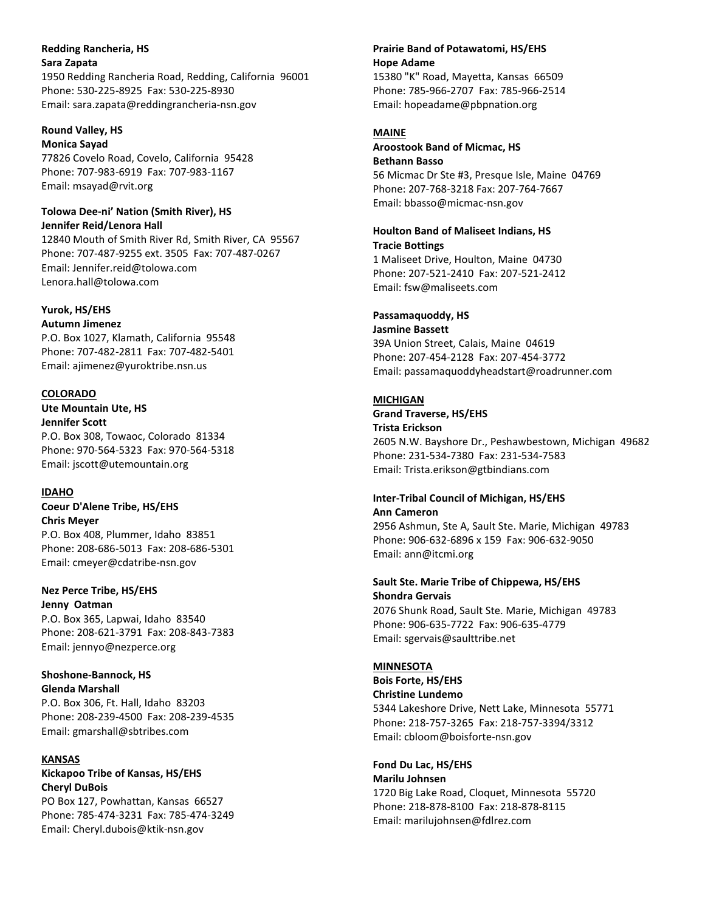**Redding Rancheria, HS**
**Sara Zapata**
1950 Redding Rancheria Road, Redding, California 96001
Phone: 530-225-8925 Fax: 530-225-8930
Email: sara.zapata@reddingrancheria-nsn.gov

**Round Valley, HS**
**Monica Sayad**
77826 Covelo Road, Covelo, California 95428
Phone: 707-983-6919 Fax: 707-983-1167
Email: msayad@rvit.org

**Tolowa Dee-ni' Nation (Smith River), HS**
**Jennifer Reid/Lenora Hall**
12840 Mouth of Smith River Rd, Smith River, CA 95567
Phone: 707-487-9255 ext. 3505 Fax: 707-487-0267
Email: Jennifer.reid@tolowa.com
Lenora.hall@tolowa.com

**Yurok, HS/EHS**
**Autumn Jimenez**
P.O. Box 1027, Klamath, California 95548
Phone: 707-482-2811 Fax: 707-482-5401
Email: ajimenez@yuroktribe.nsn.us

**COLORADO**

**Ute Mountain Ute, HS**
**Jennifer Scott**
P.O. Box 308, Towaoc, Colorado 81334
Phone: 970-564-5323 Fax: 970-564-5318
Email: jscott@utemountain.org

**IDAHO**

**Coeur D'Alene Tribe, HS/EHS**
**Chris Meyer**
P.O. Box 408, Plummer, Idaho 83851
Phone: 208-686-5013 Fax: 208-686-5301
Email: cmeyer@cdatribe-nsn.gov

**Nez Perce Tribe, HS/EHS**
**Jenny Oatman**
P.O. Box 365, Lapwai, Idaho 83540
Phone: 208-621-3791 Fax: 208-843-7383
Email: jennyo@nezperce.org

**Shoshone-Bannock, HS**
**Glenda Marshall**
P.O. Box 306, Ft. Hall, Idaho 83203
Phone: 208-239-4500 Fax: 208-239-4535
Email: gmarshall@sbtribes.com

**KANSAS**

**Kickapoo Tribe of Kansas, HS/EHS**
**Cheryl DuBois**
PO Box 127, Powhattan, Kansas 66527
Phone: 785-474-3231 Fax: 785-474-3249
Email: Cheryl.dubois@ktik-nsn.gov

**Prairie Band of Potawatomi, HS/EHS**
**Hope Adame**
15380 "K" Road, Mayetta, Kansas 66509
Phone: 785-966-2707 Fax: 785-966-2514
Email: hopeadame@pbpnation.org

**MAINE**

**Aroostook Band of Micmac, HS**
**Bethann Basso**
56 Micmac Dr Ste #3, Presque Isle, Maine 04769
Phone: 207-768-3218 Fax: 207-764-7667
Email: bbasso@micmac-nsn.gov

**Houlton Band of Maliseet Indians, HS**
**Tracie Bottings**
1 Maliseet Drive, Houlton, Maine 04730
Phone: 207-521-2410 Fax: 207-521-2412
Email: fsw@maliseets.com

**Passamaquoddy, HS**
**Jasmine Bassett**
39A Union Street, Calais, Maine 04619
Phone: 207-454-2128 Fax: 207-454-3772
Email: passamaquoddyheadstart@roadrunner.com

**MICHIGAN**

**Grand Traverse, HS/EHS**
**Trista Erickson**
2605 N.W. Bayshore Dr., Peshawbestown, Michigan 49682
Phone: 231-534-7380 Fax: 231-534-7583
Email: Trista.erikson@gtbindians.com

**Inter-Tribal Council of Michigan, HS/EHS**
**Ann Cameron**
2956 Ashmun, Ste A, Sault Ste. Marie, Michigan 49783
Phone: 906-632-6896 x 159 Fax: 906-632-9050
Email: ann@itcmi.org

**Sault Ste. Marie Tribe of Chippewa, HS/EHS**
**Shondra Gervais**
2076 Shunk Road, Sault Ste. Marie, Michigan 49783
Phone: 906-635-7722 Fax: 906-635-4779
Email: sgervais@saulttribe.net

**MINNESOTA**

**Bois Forte, HS/EHS**
**Christine Lundemo**
5344 Lakeshore Drive, Nett Lake, Minnesota 55771
Phone: 218-757-3265 Fax: 218-757-3394/3312
Email: cbloom@boisforte-nsn.gov

**Fond Du Lac, HS/EHS**
**Marilu Johnsen**
1720 Big Lake Road, Cloquet, Minnesota 55720
Phone: 218-878-8100 Fax: 218-878-8115
Email: marilujohnsen@fdlrez.com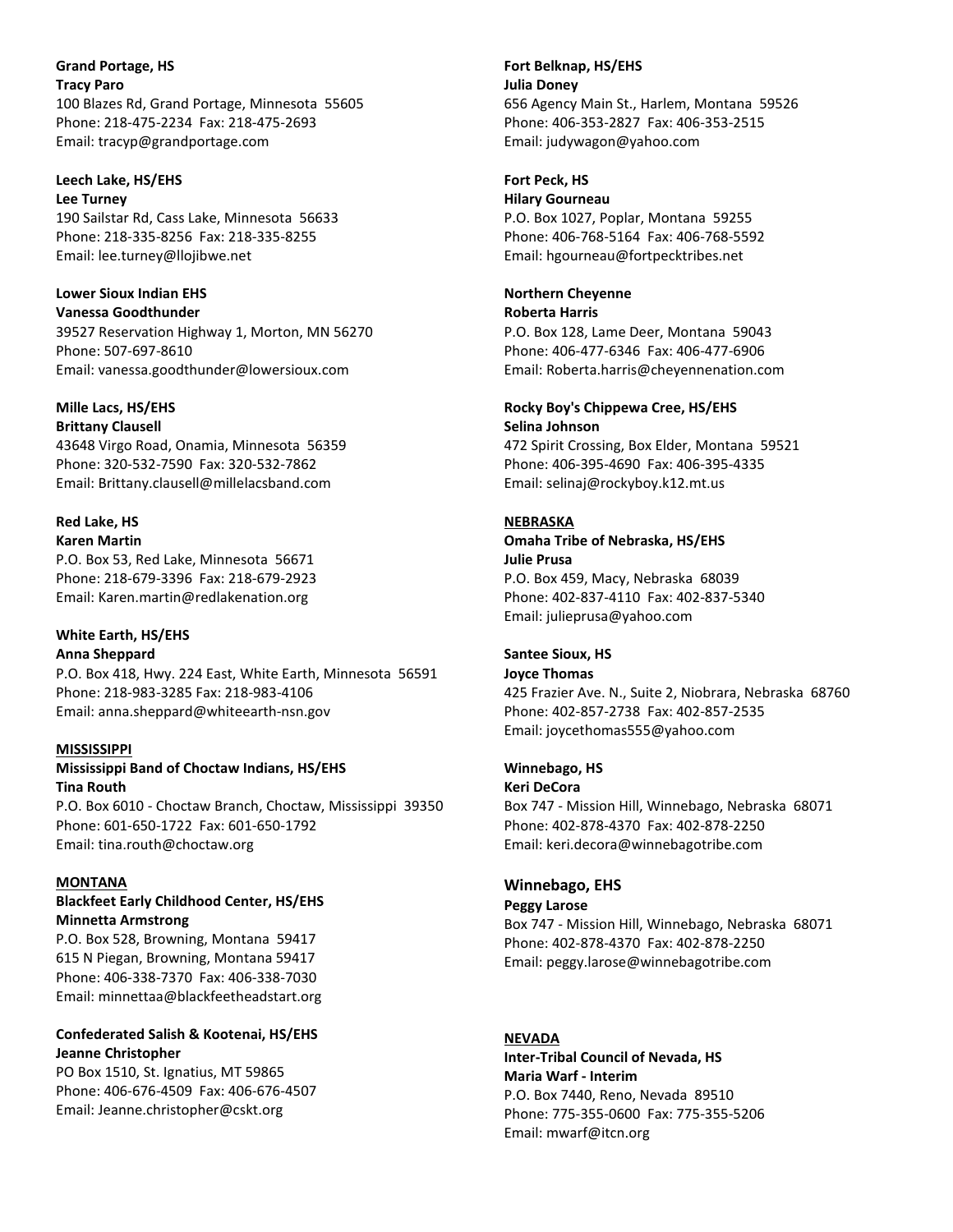**Grand Portage, HS**
**Tracy Paro**
100 Blazes Rd, Grand Portage, Minnesota 55605
Phone: 218-475-2234 Fax: 218-475-2693
Email: tracyp@grandportage.com

**Leech Lake, HS/EHS**
**Lee Turney**
190 Sailstar Rd, Cass Lake, Minnesota 56633
Phone: 218-335-8256 Fax: 218-335-8255
Email: lee.turney@llojibwe.net

**Lower Sioux Indian EHS**
**Vanessa Goodthunder**
39527 Reservation Highway 1, Morton, MN 56270
Phone: 507-697-8610
Email: vanessa.goodthunder@lowersioux.com

**Mille Lacs, HS/EHS**
**Brittany Clausell**
43648 Virgo Road, Onamia, Minnesota 56359
Phone: 320-532-7590 Fax: 320-532-7862
Email: Brittany.clausell@millelacsband.com

**Red Lake, HS**
**Karen Martin**
P.O. Box 53, Red Lake, Minnesota 56671
Phone: 218-679-3396 Fax: 218-679-2923
Email: Karen.martin@redlakenation.org

**White Earth, HS/EHS**
**Anna Sheppard**
P.O. Box 418, Hwy. 224 East, White Earth, Minnesota 56591
Phone: 218-983-3285 Fax: 218-983-4106
Email: anna.sheppard@whiteearth-nsn.gov

**MISSISSIPPI**

**Mississippi Band of Choctaw Indians, HS/EHS**
**Tina Routh**
P.O. Box 6010 - Choctaw Branch, Choctaw, Mississippi 39350
Phone: 601-650-1722 Fax: 601-650-1792
Email: tina.routh@choctaw.org

**MONTANA**

**Blackfeet Early Childhood Center, HS/EHS**
**Minnetta Armstrong**
P.O. Box 528, Browning, Montana 59417
615 N Piegan, Browning, Montana 59417
Phone: 406-338-7370 Fax: 406-338-7030
Email: minnettaa@blackfeetheadstart.org

**Confederated Salish & Kootenai, HS/EHS**
**Jeanne Christopher**
PO Box 1510, St. Ignatius, MT 59865
Phone: 406-676-4509 Fax: 406-676-4507
Email: Jeanne.christopher@cskt.org

**Fort Belknap, HS/EHS**
**Julia Doney**
656 Agency Main St., Harlem, Montana 59526
Phone: 406-353-2827 Fax: 406-353-2515
Email: judywagon@yahoo.com

**Fort Peck, HS**
**Hilary Gourneau**
P.O. Box 1027, Poplar, Montana 59255
Phone: 406-768-5164 Fax: 406-768-5592
Email: hgourneau@fortpecktribes.net

**Northern Cheyenne**
**Roberta Harris**
P.O. Box 128, Lame Deer, Montana 59043
Phone: 406-477-6346 Fax: 406-477-6906
Email: Roberta.harris@cheyennenation.com

**Rocky Boy's Chippewa Cree, HS/EHS**
**Selina Johnson**
472 Spirit Crossing, Box Elder, Montana 59521
Phone: 406-395-4690 Fax: 406-395-4335
Email: selinaj@rockyboy.k12.mt.us

**NEBRASKA**

**Omaha Tribe of Nebraska, HS/EHS**
**Julie Prusa**
P.O. Box 459, Macy, Nebraska 68039
Phone: 402-837-4110 Fax: 402-837-5340
Email: julieprusa@yahoo.com

**Santee Sioux, HS**
**Joyce Thomas**
425 Frazier Ave. N., Suite 2, Niobrara, Nebraska 68760
Phone: 402-857-2738 Fax: 402-857-2535
Email: joycethomas555@yahoo.com

**Winnebago, HS**
**Keri DeCora**
Box 747 - Mission Hill, Winnebago, Nebraska 68071
Phone: 402-878-4370 Fax: 402-878-2250
Email: keri.decora@winnebagotribe.com

**Winnebago, EHS**
**Peggy Larose**
Box 747 - Mission Hill, Winnebago, Nebraska 68071
Phone: 402-878-4370 Fax: 402-878-2250
Email: peggy.larose@winnebagotribe.com

**NEVADA**

**Inter-Tribal Council of Nevada, HS**
**Maria Warf - Interim**
P.O. Box 7440, Reno, Nevada 89510
Phone: 775-355-0600 Fax: 775-355-5206
Email: mwarf@itcn.org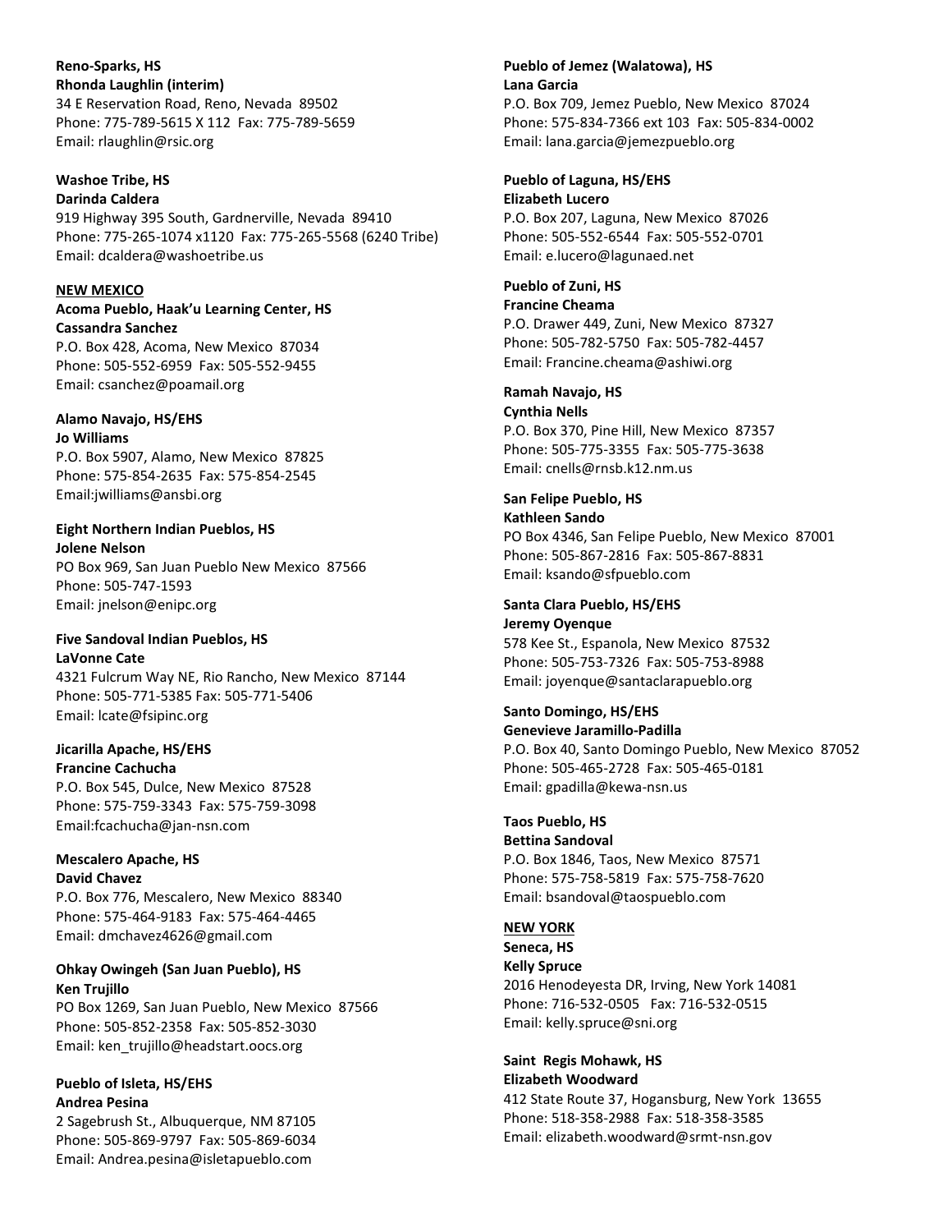**Reno-Sparks, HS**
**Rhonda Laughlin (interim)**
34 E Reservation Road, Reno, Nevada 89502
Phone: 775-789-5615 X 112 Fax: 775-789-5659
Email: rlaughlin@rsic.org

**Washoe Tribe, HS**
**Darinda Caldera**
919 Highway 395 South, Gardnerville, Nevada 89410
Phone: 775-265-1074 x1120 Fax: 775-265-5568 (6240 Tribe)
Email: dcaldera@washoetribe.us

**NEW MEXICO**

**Acoma Pueblo, Haak'u Learning Center, HS**
**Cassandra Sanchez**
P.O. Box 428, Acoma, New Mexico 87034
Phone: 505-552-6959 Fax: 505-552-9455
Email: csanchez@poamail.org

**Alamo Navajo, HS/EHS**
**Jo Williams**
P.O. Box 5907, Alamo, New Mexico 87825
Phone: 575-854-2635 Fax: 575-854-2545
Email:jwilliams@ansbi.org

**Eight Northern Indian Pueblos, HS**
**Jolene Nelson**
PO Box 969, San Juan Pueblo New Mexico 87566
Phone: 505-747-1593
Email: jnelson@enipc.org

**Five Sandoval Indian Pueblos, HS**
**LaVonne Cate**
4321 Fulcrum Way NE, Rio Rancho, New Mexico 87144
Phone: 505-771-5385 Fax: 505-771-5406
Email: lcate@fsipinc.org

**Jicarilla Apache, HS/EHS**
**Francine Cachucha**
P.O. Box 545, Dulce, New Mexico 87528
Phone: 575-759-3343 Fax: 575-759-3098
Email:fcachucha@jan-nsn.com

**Mescalero Apache, HS**
**David Chavez**
P.O. Box 776, Mescalero, New Mexico 88340
Phone: 575-464-9183 Fax: 575-464-4465
Email: dmchavez4626@gmail.com

**Ohkay Owingeh (San Juan Pueblo), HS**
**Ken Trujillo**
PO Box 1269, San Juan Pueblo, New Mexico 87566
Phone: 505-852-2358 Fax: 505-852-3030
Email: ken_trujillo@headstart.oocs.org

**Pueblo of Isleta, HS/EHS**
**Andrea Pesina**
2 Sagebrush St., Albuquerque, NM 87105
Phone: 505-869-9797 Fax: 505-869-6034
Email: Andrea.pesina@isletapueblo.com

**Pueblo of Jemez (Walatowa), HS**
**Lana Garcia**
P.O. Box 709, Jemez Pueblo, New Mexico 87024
Phone: 575-834-7366 ext 103 Fax: 505-834-0002
Email: lana.garcia@jemezpueblo.org

**Pueblo of Laguna, HS/EHS**
**Elizabeth Lucero**
P.O. Box 207, Laguna, New Mexico 87026
Phone: 505-552-6544 Fax: 505-552-0701
Email: e.lucero@lagunaed.net

**Pueblo of Zuni, HS**
**Francine Cheama**
P.O. Drawer 449, Zuni, New Mexico 87327
Phone: 505-782-5750 Fax: 505-782-4457
Email: Francine.cheama@ashiwi.org

**Ramah Navajo, HS**
**Cynthia Nells**
P.O. Box 370, Pine Hill, New Mexico 87357
Phone: 505-775-3355 Fax: 505-775-3638
Email: cnells@rnsb.k12.nm.us

**San Felipe Pueblo, HS**
**Kathleen Sando**
PO Box 4346, San Felipe Pueblo, New Mexico 87001
Phone: 505-867-2816 Fax: 505-867-8831
Email: ksando@sfpueblo.com

**Santa Clara Pueblo, HS/EHS**
**Jeremy Oyenque**
578 Kee St., Espanola, New Mexico 87532
Phone: 505-753-7326 Fax: 505-753-8988
Email: joyenque@santaclarapueblo.org

**Santo Domingo, HS/EHS**
**Genevieve Jaramillo-Padilla**
P.O. Box 40, Santo Domingo Pueblo, New Mexico 87052
Phone: 505-465-2728 Fax: 505-465-0181
Email: gpadilla@kewa-nsn.us

**Taos Pueblo, HS**
**Bettina Sandoval**
P.O. Box 1846, Taos, New Mexico 87571
Phone: 575-758-5819 Fax: 575-758-7620
Email: bsandoval@taospueblo.com

**NEW YORK**

**Seneca, HS**
**Kelly Spruce**
2016 Henodeyesta DR, Irving, New York 14081
Phone: 716-532-0505 Fax: 716-532-0515
Email: kelly.spruce@sni.org

**Saint Regis Mohawk, HS**
**Elizabeth Woodward**
412 State Route 37, Hogansburg, New York 13655
Phone: 518-358-2988 Fax: 518-358-3585
Email: elizabeth.woodward@srmt-nsn.gov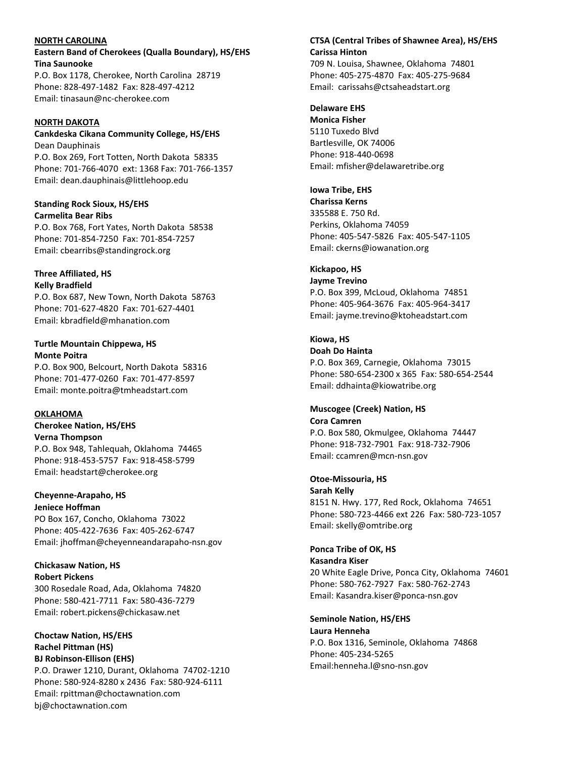**NORTH CAROLINA**

**Eastern Band of Cherokees (Qualla Boundary), HS/EHS**
**Tina Saunooke**
P.O. Box 1178, Cherokee, North Carolina 28719
Phone: 828-497-1482 Fax: 828-497-4212
Email: tinasaun@nc-cherokee.com

**NORTH DAKOTA**

**Cankdeska Cikana Community College, HS/EHS**
Dean Dauphinais
P.O. Box 269, Fort Totten, North Dakota 58335
Phone: 701-766-4070 ext: 1368 Fax: 701-766-1357
Email: dean.dauphinais@littlehoop.edu

**Standing Rock Sioux, HS/EHS**
**Carmelita Bear Ribs**
P.O. Box 768, Fort Yates, North Dakota 58538
Phone: 701-854-7250 Fax: 701-854-7257
Email: cbearribs@standingrock.org

**Three Affiliated, HS**
**Kelly Bradfield**
P.O. Box 687, New Town, North Dakota 58763
Phone: 701-627-4820 Fax: 701-627-4401
Email: kbradfield@mhanation.com

**Turtle Mountain Chippewa, HS**
**Monte Poitra**
P.O. Box 900, Belcourt, North Dakota 58316
Phone: 701-477-0260 Fax: 701-477-8597
Email: monte.poitra@tmheadstart.com

**OKLAHOMA**

**Cherokee Nation, HS/EHS**
**Verna Thompson**
P.O. Box 948, Tahlequah, Oklahoma 74465
Phone: 918-453-5757 Fax: 918-458-5799
Email: headstart@cherokee.org

**Cheyenne-Arapaho, HS**
**Jeniece Hoffman**
PO Box 167, Concho, Oklahoma 73022
Phone: 405-422-7636 Fax: 405-262-6747
Email: jhoffman@cheyenneandarapaho-nsn.gov

**Chickasaw Nation, HS**
**Robert Pickens**
300 Rosedale Road, Ada, Oklahoma 74820
Phone: 580-421-7711 Fax: 580-436-7279
Email: robert.pickens@chickasaw.net

**Choctaw Nation, HS/EHS**
**Rachel Pittman (HS)**
**BJ Robinson-Ellison (EHS)**
P.O. Drawer 1210, Durant, Oklahoma 74702-1210
Phone: 580-924-8280 x 2436 Fax: 580-924-6111
Email: rpittman@choctawnation.com
bj@choctawnation.com

**CTSA (Central Tribes of Shawnee Area), HS/EHS**
**Carissa Hinton**
709 N. Louisa, Shawnee, Oklahoma 74801
Phone: 405-275-4870 Fax: 405-275-9684
Email: carissahs@ctsaheadstart.org

**Delaware EHS**
**Monica Fisher**
5110 Tuxedo Blvd
Bartlesville, OK 74006
Phone: 918-440-0698
Email: mfisher@delawaretribe.org

**Iowa Tribe, EHS**
**Charissa Kerns**
335588 E. 750 Rd.
Perkins, Oklahoma 74059
Phone: 405-547-5826 Fax: 405-547-1105
Email: ckerns@iowanation.org

**Kickapoo, HS**
**Jayme Trevino**
P.O. Box 399, McLoud, Oklahoma 74851
Phone: 405-964-3676 Fax: 405-964-3417
Email: jayme.trevino@ktoheadstart.com

**Kiowa, HS**
**Doah Do Hainta**
P.O. Box 369, Carnegie, Oklahoma 73015
Phone: 580-654-2300 x 365 Fax: 580-654-2544
Email: ddhainta@kiowatribe.org

**Muscogee (Creek) Nation, HS**
**Cora Camren**
P.O. Box 580, Okmulgee, Oklahoma 74447
Phone: 918-732-7901 Fax: 918-732-7906
Email: ccamren@mcn-nsn.gov

**Otoe-Missouria, HS**
**Sarah Kelly**
8151 N. Hwy. 177, Red Rock, Oklahoma 74651
Phone: 580-723-4466 ext 226 Fax: 580-723-1057
Email: skelly@omtribe.org

**Ponca Tribe of OK, HS**
**Kasandra Kiser**
20 White Eagle Drive, Ponca City, Oklahoma 74601
Phone: 580-762-7927 Fax: 580-762-2743
Email: Kasandra.kiser@ponca-nsn.gov

**Seminole Nation, HS/EHS**
**Laura Henneha**
P.O. Box 1316, Seminole, Oklahoma 74868
Phone: 405-234-5265
Email:henneha.l@sno-nsn.gov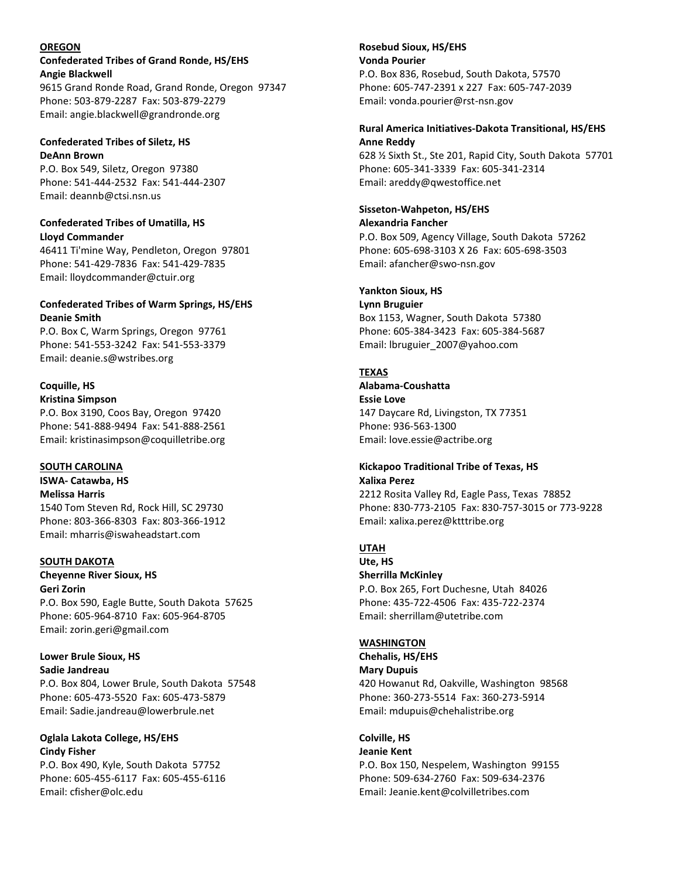**OREGON**

**Confederated Tribes of Grand Ronde, HS/EHS**
**Angie Blackwell**
9615 Grand Ronde Road, Grand Ronde, Oregon 97347
Phone: 503-879-2287 Fax: 503-879-2279
Email: angie.blackwell@grandronde.org

**Confederated Tribes of Siletz, HS**
**DeAnn Brown**
P.O. Box 549, Siletz, Oregon 97380
Phone: 541-444-2532 Fax: 541-444-2307
Email: deannb@ctsi.nsn.us

**Confederated Tribes of Umatilla, HS**
**Lloyd Commander**
46411 Ti'mine Way, Pendleton, Oregon 97801
Phone: 541-429-7836 Fax: 541-429-7835
Email: lloydcommander@ctuir.org

**Confederated Tribes of Warm Springs, HS/EHS**
**Deanie Smith**
P.O. Box C, Warm Springs, Oregon 97761
Phone: 541-553-3242 Fax: 541-553-3379
Email: deanie.s@wstribes.org

**Coquille, HS**
**Kristina Simpson**
P.O. Box 3190, Coos Bay, Oregon 97420
Phone: 541-888-9494 Fax: 541-888-2561
Email: kristinasimpson@coquilletribe.org

**SOUTH CAROLINA**

**ISWA- Catawba, HS**
**Melissa Harris**
1540 Tom Steven Rd, Rock Hill, SC 29730
Phone: 803-366-8303 Fax: 803-366-1912
Email: mharris@iswaheadstart.com

**SOUTH DAKOTA**

**Cheyenne River Sioux, HS**
**Geri Zorin**
P.O. Box 590, Eagle Butte, South Dakota 57625
Phone: 605-964-8710 Fax: 605-964-8705
Email: zorin.geri@gmail.com

**Lower Brule Sioux, HS**
**Sadie Jandreau**
P.O. Box 804, Lower Brule, South Dakota 57548
Phone: 605-473-5520 Fax: 605-473-5879
Email: Sadie.jandreau@lowerbrule.net

**Oglala Lakota College, HS/EHS**
**Cindy Fisher**
P.O. Box 490, Kyle, South Dakota 57752
Phone: 605-455-6117 Fax: 605-455-6116
Email: cfisher@olc.edu

**Rosebud Sioux, HS/EHS**
**Vonda Pourier**
P.O. Box 836, Rosebud, South Dakota, 57570
Phone: 605-747-2391 x 227 Fax: 605-747-2039
Email: vonda.pourier@rst-nsn.gov

**Rural America Initiatives-Dakota Transitional, HS/EHS**
**Anne Reddy**
628 ½ Sixth St., Ste 201, Rapid City, South Dakota 57701
Phone: 605-341-3339 Fax: 605-341-2314
Email: areddy@qwestoffice.net

**Sisseton-Wahpeton, HS/EHS**
**Alexandria Fancher**
P.O. Box 509, Agency Village, South Dakota 57262
Phone: 605-698-3103 X 26 Fax: 605-698-3503
Email: afancher@swo-nsn.gov

**Yankton Sioux, HS**
**Lynn Bruguier**
Box 1153, Wagner, South Dakota 57380
Phone: 605-384-3423 Fax: 605-384-5687
Email: lbruguier_2007@yahoo.com

**TEXAS**

**Alabama-Coushatta**
**Essie Love**
147 Daycare Rd, Livingston, TX 77351
Phone: 936-563-1300
Email: love.essie@actribe.org

**Kickapoo Traditional Tribe of Texas, HS**
**Xalixa Perez**
2212 Rosita Valley Rd, Eagle Pass, Texas 78852
Phone: 830-773-2105 Fax: 830-757-3015 or 773-9228
Email: xalixa.perez@ktttribe.org

**UTAH**

**Ute, HS**
**Sherrilla McKinley**
P.O. Box 265, Fort Duchesne, Utah 84026
Phone: 435-722-4506 Fax: 435-722-2374
Email: sherrillam@utetribe.com

**WASHINGTON**

**Chehalis, HS/EHS**
**Mary Dupuis**
420 Howanut Rd, Oakville, Washington 98568
Phone: 360-273-5514 Fax: 360-273-5914
Email: mdupuis@chehalistribe.org

**Colville, HS**
**Jeanie Kent**
P.O. Box 150, Nespelem, Washington 99155
Phone: 509-634-2760 Fax: 509-634-2376
Email: Jeanie.kent@colvilletribes.com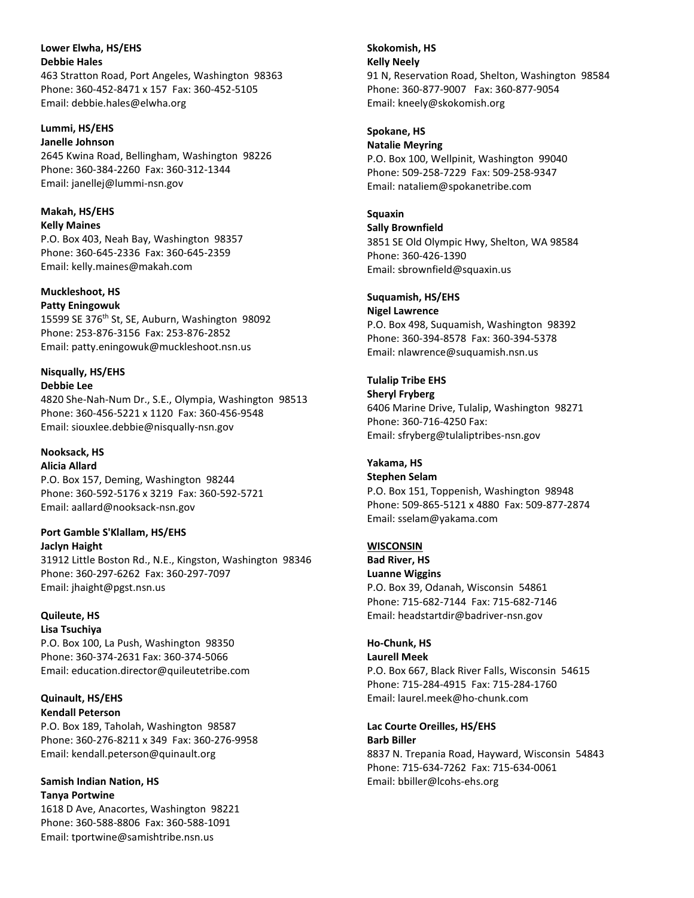**Lower Elwha, HS/EHS**
**Debbie Hales**
463 Stratton Road, Port Angeles, Washington 98363
Phone: 360-452-8471 x 157 Fax: 360-452-5105
Email: debbie.hales@elwha.org

**Lummi, HS/EHS**
**Janelle Johnson**
2645 Kwina Road, Bellingham, Washington 98226
Phone: 360-384-2260 Fax: 360-312-1344
Email: janellej@lummi-nsn.gov

**Makah, HS/EHS**
**Kelly Maines**
P.O. Box 403, Neah Bay, Washington 98357
Phone: 360-645-2336 Fax: 360-645-2359
Email: kelly.maines@makah.com

**Muckleshoot, HS**
**Patty Eningowuk**
15599 SE 376th St, SE, Auburn, Washington 98092
Phone: 253-876-3156 Fax: 253-876-2852
Email: patty.eningowuk@muckleshoot.nsn.us

**Nisqually, HS/EHS**
**Debbie Lee**
4820 She-Nah-Num Dr., S.E., Olympia, Washington 98513
Phone: 360-456-5221 x 1120 Fax: 360-456-9548
Email: siouxlee.debbie@nisqually-nsn.gov

**Nooksack, HS**
**Alicia Allard**
P.O. Box 157, Deming, Washington 98244
Phone: 360-592-5176 x 3219 Fax: 360-592-5721
Email: aallard@nooksack-nsn.gov

**Port Gamble S'Klallam, HS/EHS**
**Jaclyn Haight**
31912 Little Boston Rd., N.E., Kingston, Washington 98346
Phone: 360-297-6262 Fax: 360-297-7097
Email: jhaight@pgst.nsn.us

**Quileute, HS**
**Lisa Tsuchiya**
P.O. Box 100, La Push, Washington 98350
Phone: 360-374-2631 Fax: 360-374-5066
Email: education.director@quileutetribe.com

**Quinault, HS/EHS**
**Kendall Peterson**
P.O. Box 189, Taholah, Washington 98587
Phone: 360-276-8211 x 349 Fax: 360-276-9958
Email: kendall.peterson@quinault.org

**Samish Indian Nation, HS**
**Tanya Portwine**
1618 D Ave, Anacortes, Washington 98221
Phone: 360-588-8806 Fax: 360-588-1091
Email: tportwine@samishtribe.nsn.us

**Skokomish, HS**
**Kelly Neely**
91 N, Reservation Road, Shelton, Washington 98584
Phone: 360-877-9007 Fax: 360-877-9054
Email: kneely@skokomish.org

**Spokane, HS**
**Natalie Meyring**
P.O. Box 100, Wellpinit, Washington 99040
Phone: 509-258-7229 Fax: 509-258-9347
Email: nataliem@spokanetribe.com

**Squaxin**
**Sally Brownfield**
3851 SE Old Olympic Hwy, Shelton, WA 98584
Phone: 360-426-1390
Email: sbrownfield@squaxin.us

**Suquamish, HS/EHS**
**Nigel Lawrence**
P.O. Box 498, Suquamish, Washington 98392
Phone: 360-394-8578 Fax: 360-394-5378
Email: nlawrence@suquamish.nsn.us

**Tulalip Tribe EHS**
**Sheryl Fryberg**
6406 Marine Drive, Tulalip, Washington 98271
Phone: 360-716-4250 Fax:
Email: sfryberg@tulaliptribes-nsn.gov

**Yakama, HS**
**Stephen Selam**
P.O. Box 151, Toppenish, Washington 98948
Phone: 509-865-5121 x 4880 Fax: 509-877-2874
Email: sselam@yakama.com

**WISCONSIN**

**Bad River, HS**
**Luanne Wiggins**
P.O. Box 39, Odanah, Wisconsin 54861
Phone: 715-682-7144 Fax: 715-682-7146
Email: headstartdir@badriver-nsn.gov

**Ho-Chunk, HS**
**Laurell Meek**
P.O. Box 667, Black River Falls, Wisconsin 54615
Phone: 715-284-4915 Fax: 715-284-1760
Email: laurel.meek@ho-chunk.com

**Lac Courte Oreilles, HS/EHS**
**Barb Biller**
8837 N. Trepania Road, Hayward, Wisconsin 54843
Phone: 715-634-7262 Fax: 715-634-0061
Email: bbiller@lcohs-ehs.org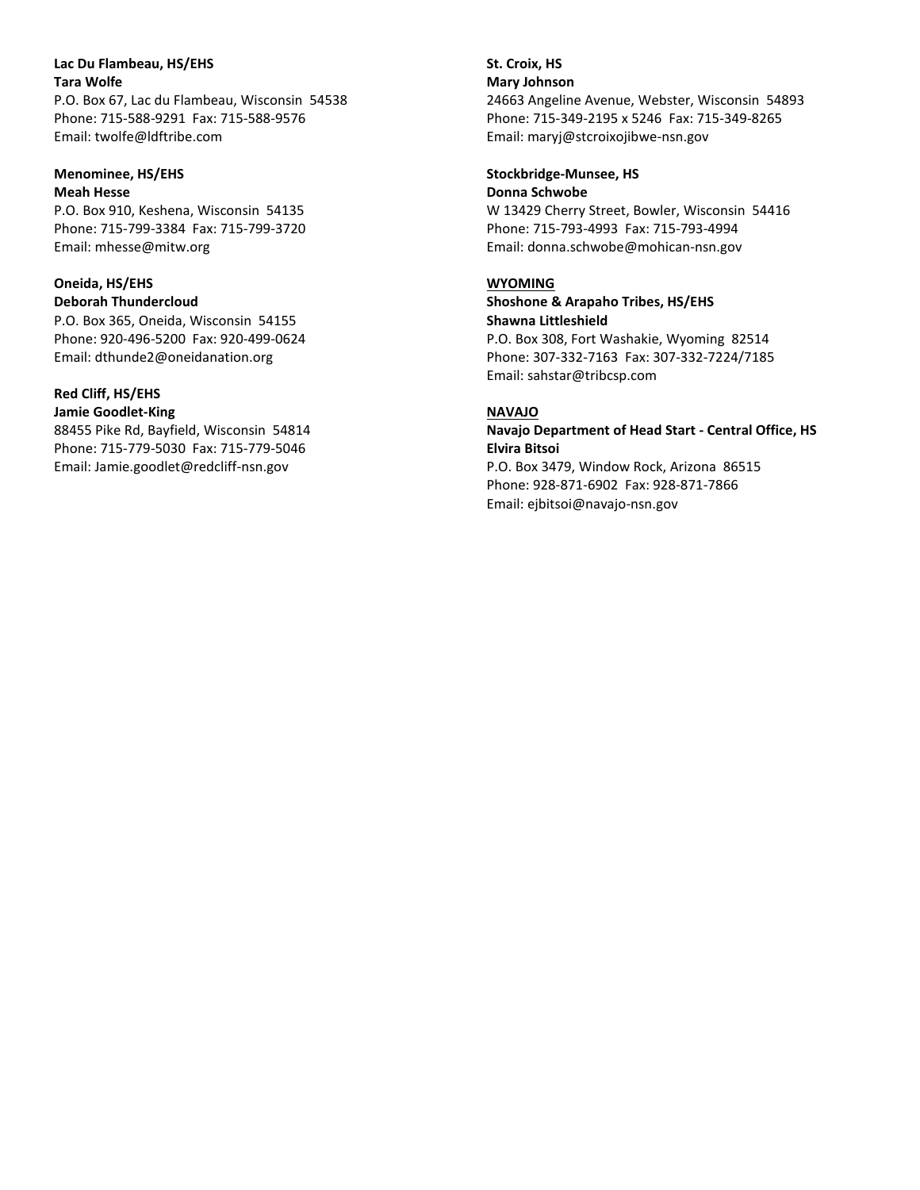**Lac Du Flambeau, HS/EHS**
**Tara Wolfe**
P.O. Box 67, Lac du Flambeau, Wisconsin 54538
Phone: 715-588-9291 Fax: 715-588-9576
Email: twolfe@ldftribe.com

**Menominee, HS/EHS**
**Meah Hesse**
P.O. Box 910, Keshena, Wisconsin 54135
Phone: 715-799-3384 Fax: 715-799-3720
Email: mhesse@mitw.org

**Oneida, HS/EHS**
**Deborah Thundercloud**
P.O. Box 365, Oneida, Wisconsin 54155
Phone: 920-496-5200 Fax: 920-499-0624
Email: dthunde2@oneidanation.org

**Red Cliff, HS/EHS**
**Jamie Goodlet-King**
88455 Pike Rd, Bayfield, Wisconsin 54814
Phone: 715-779-5030 Fax: 715-779-5046
Email: Jamie.goodlet@redcliff-nsn.gov

**St. Croix, HS**
**Mary Johnson**
24663 Angeline Avenue, Webster, Wisconsin 54893
Phone: 715-349-2195 x 5246 Fax: 715-349-8265
Email: maryj@stcroixojibwe-nsn.gov

**Stockbridge-Munsee, HS**
**Donna Schwobe**
W 13429 Cherry Street, Bowler, Wisconsin 54416
Phone: 715-793-4993 Fax: 715-793-4994
Email: donna.schwobe@mohican-nsn.gov

**WYOMING**

**Shoshone & Arapaho Tribes, HS/EHS**
**Shawna Littleshield**
P.O. Box 308, Fort Washakie, Wyoming 82514
Phone: 307-332-7163 Fax: 307-332-7224/7185
Email: sahstar@tribcsp.com

**NAVAJO**

**Navajo Department of Head Start - Central Office, HS**
**Elvira Bitsoi**
P.O. Box 3479, Window Rock, Arizona 86515
Phone: 928-871-6902 Fax: 928-871-7866
Email: ejbitsoi@navajo-nsn.gov